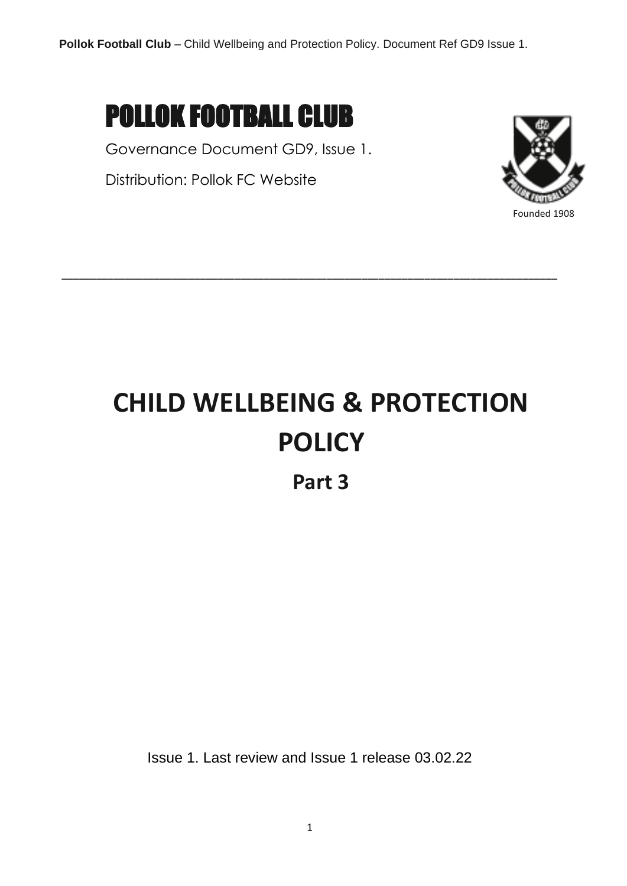# POLLOK FOOTBALL CLUB

Governance Document GD9, Issue 1.

Distribution: Pollok FC Website

Founded 1908

---

# CHILD WELLBEING & PROTECTION POLICY

## Part 3

Issue 1. Last review and Issue 1 release 03.02.22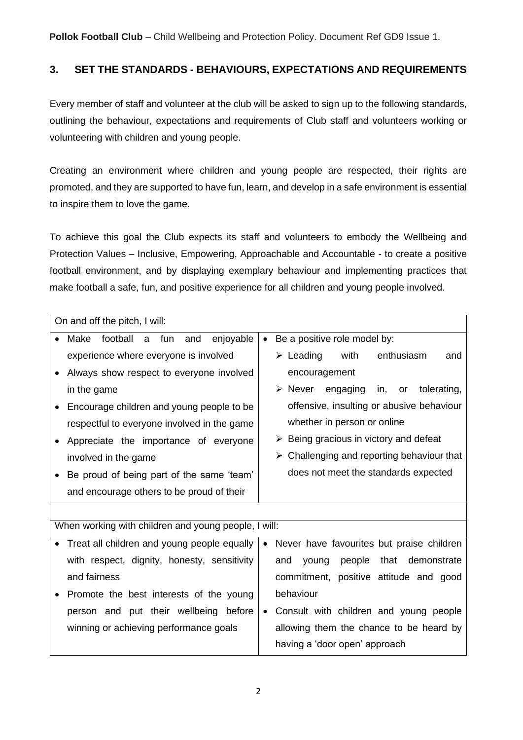## 3. SET THE STANDARDS - BEHAVIOURS, EXPECTATIONS AND REQUIREMENTS

Every member of staff and volunteer at the club will be asked to sign up to the following standards, outlining the behaviour, expectations and requirements of Club staff and volunteers working or volunteering with children and young people.

Creating an environment where children and young people are respected, their rights are promoted, and they are supported to have fun, learn, and develop in a safe environment is essential to inspire them to love the game.

To achieve this goal the Club expects its staff and volunteers to embody the Wellbeing and Protection Values – Inclusive, Empowering, Approachable and Accountable - to create a positive football environment, and by displaying exemplary behaviour and implementing practices that make football a safe, fun, and positive experience for all children and young people involved.

| On and off the pitch, I will: | |
|---|---|
| • Make football a fun and enjoyable experience where everyone is involved<br>• Always show respect to everyone involved in the game<br>• Encourage children and young people to be respectful to everyone involved in the game<br>• Appreciate the importance of everyone involved in the game<br>• Be proud of being part of the same 'team' and encourage others to be proud of their | • Be a positive role model by:<br>➢ Leading with enthusiasm and encouragement<br>➢ Never engaging in, or tolerating, offensive, insulting or abusive behaviour whether in person or online<br>➢ Being gracious in victory and defeat<br>➢ Challenging and reporting behaviour that does not meet the standards expected |

| When working with children and young people, I will: | |
|---|---|
| • Treat all children and young people equally with respect, dignity, honesty, sensitivity and fairness<br>• Promote the best interests of the young person and put their wellbeing before winning or achieving performance goals | • Never have favourites but praise children and young people that demonstrate commitment, positive attitude and good behaviour<br>• Consult with children and young people allowing them the chance to be heard by having a 'door open' approach |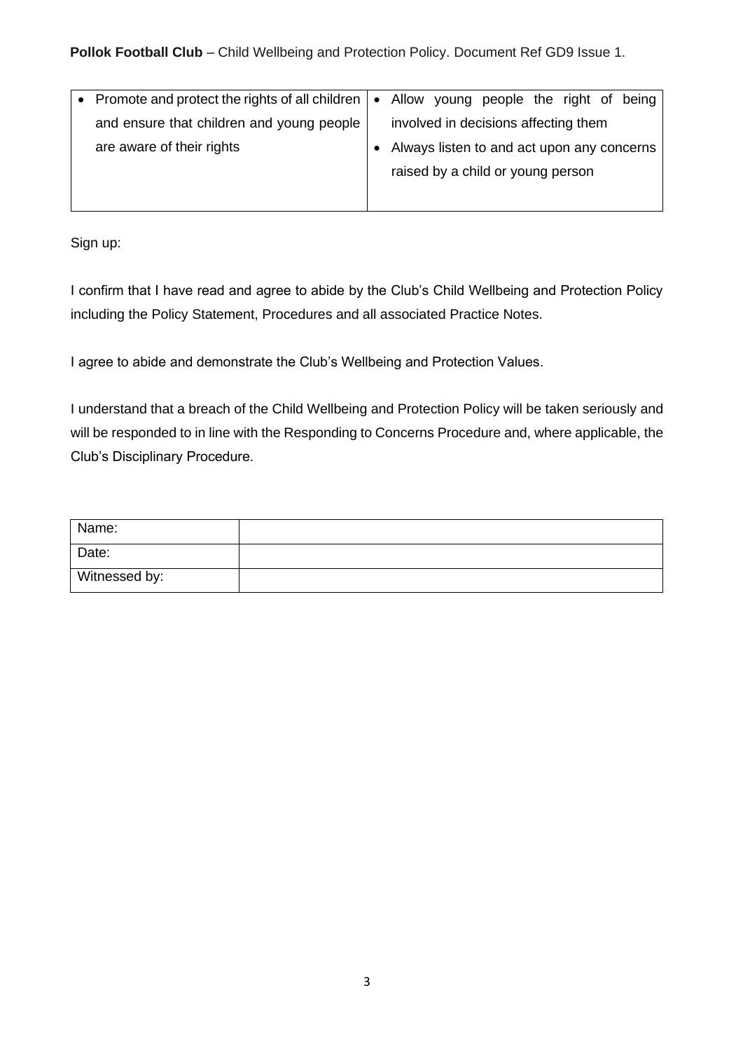| | |
|---|---|
| • Promote and protect the rights of all children and ensure that children and young people are aware of their rights | • Allow young people the right of being involved in decisions affecting them<br>• Always listen to and act upon any concerns raised by a child or young person |

Sign up:

I confirm that I have read and agree to abide by the Club's Child Wellbeing and Protection Policy including the Policy Statement, Procedures and all associated Practice Notes.

I agree to abide and demonstrate the Club's Wellbeing and Protection Values.

I understand that a breach of the Child Wellbeing and Protection Policy will be taken seriously and will be responded to in line with the Responding to Concerns Procedure and, where applicable, the Club's Disciplinary Procedure.

| | |
|---|---|
| Name: | |
| Date: | |
| Witnessed by: | |